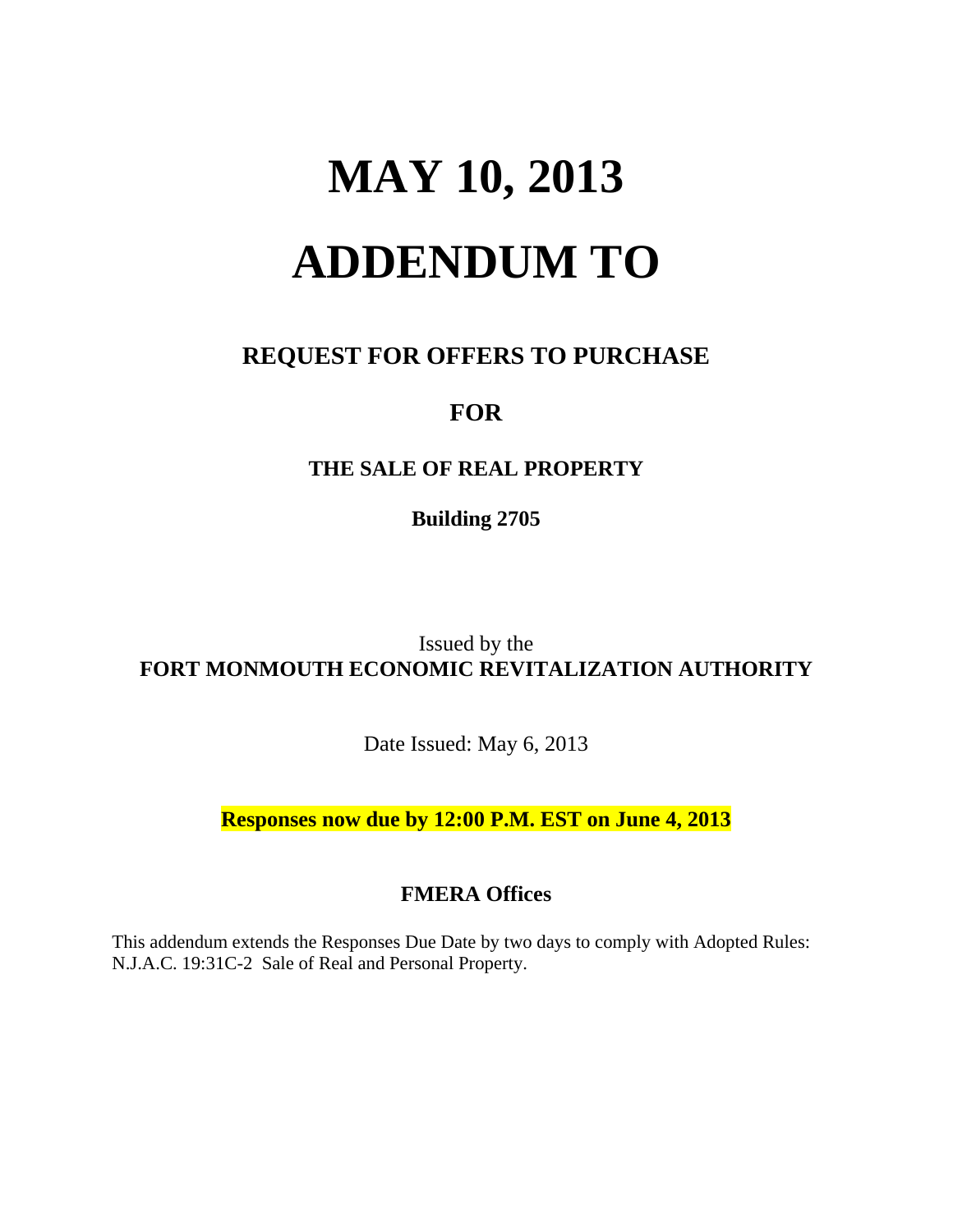# MAY 10, 2013

# ADDENDUM TO

## REQUEST FOR OFFERS TO PURCHASE

## FOR

### THE SALE OF REAL PROPERTY

**Building 2705**

Issued by the

**FORT MONMOUTH ECONOMIC REVITALIZATION AUTHORITY**

Date Issued: May 6, 2013

**Responses now due by 12:00 P.M. EST on June 4, 2013**

**FMERA Offices**

This addendum extends the Responses Due Date by two days to comply with Adopted Rules: N.J.A.C. 19:31C-2 Sale of Real and Personal Property.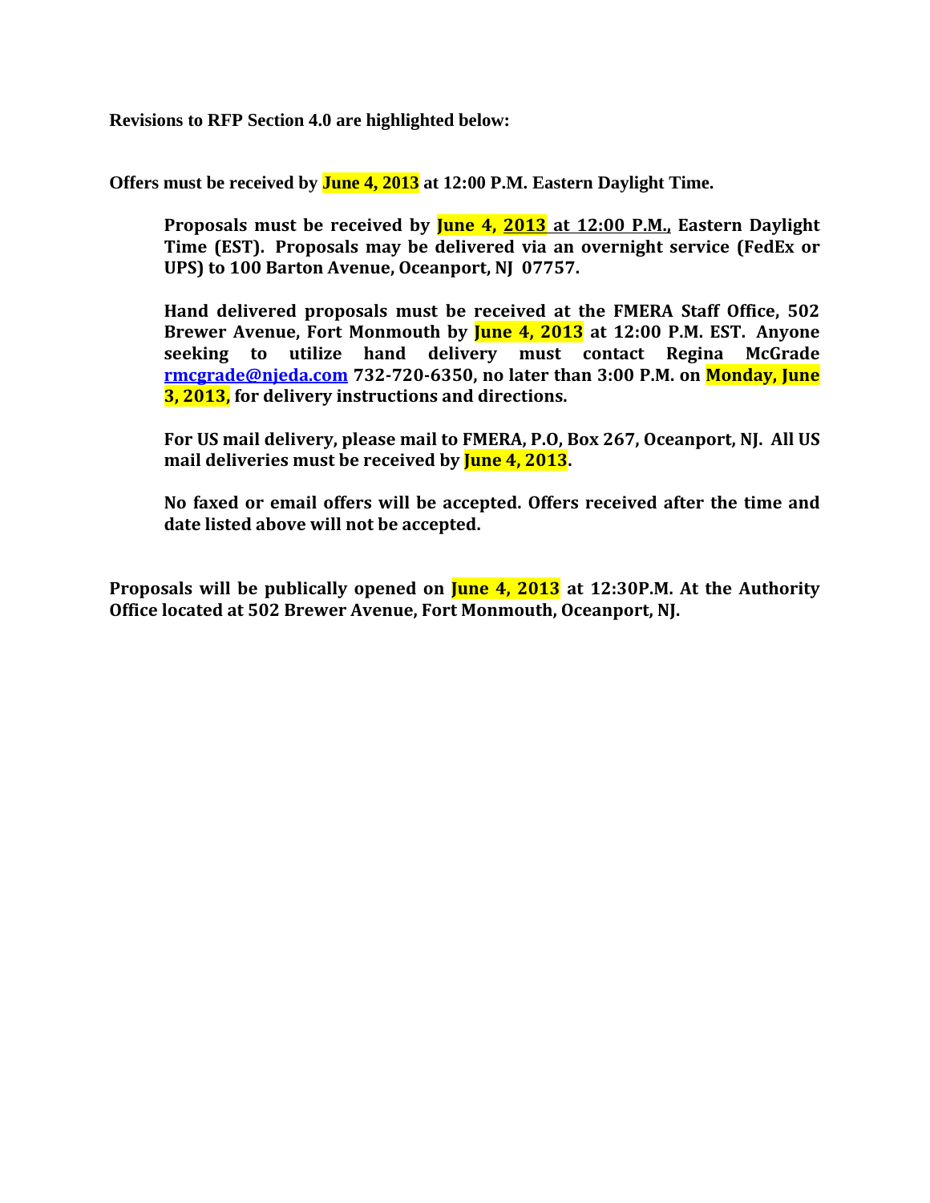**Revisions to RFP Section 4.0 are highlighted below:**

**Offers must be received by June 4, 2013 at 12:00 P.M. Eastern Daylight Time.**

> **Proposals must be received by June 4, 2013 at 12:00 P.M., Eastern Daylight Time (EST). Proposals may be delivered via an overnight service (FedEx or UPS) to 100 Barton Avenue, Oceanport, NJ 07757.**
>
> **Hand delivered proposals must be received at the FMERA Staff Office, 502 Brewer Avenue, Fort Monmouth by June 4, 2013 at 12:00 P.M. EST. Anyone seeking to utilize hand delivery must contact Regina McGrade rmcgrade@njeda.com 732-720-6350, no later than 3:00 P.M. on Monday, June 3, 2013, for delivery instructions and directions.**
>
> **For US mail delivery, please mail to FMERA, P.O, Box 267, Oceanport, NJ. All US mail deliveries must be received by June 4, 2013.**
>
> **No faxed or email offers will be accepted. Offers received after the time and date listed above will not be accepted.**

**Proposals will be publically opened on June 4, 2013 at 12:30P.M. At the Authority Office located at 502 Brewer Avenue, Fort Monmouth, Oceanport, NJ.**